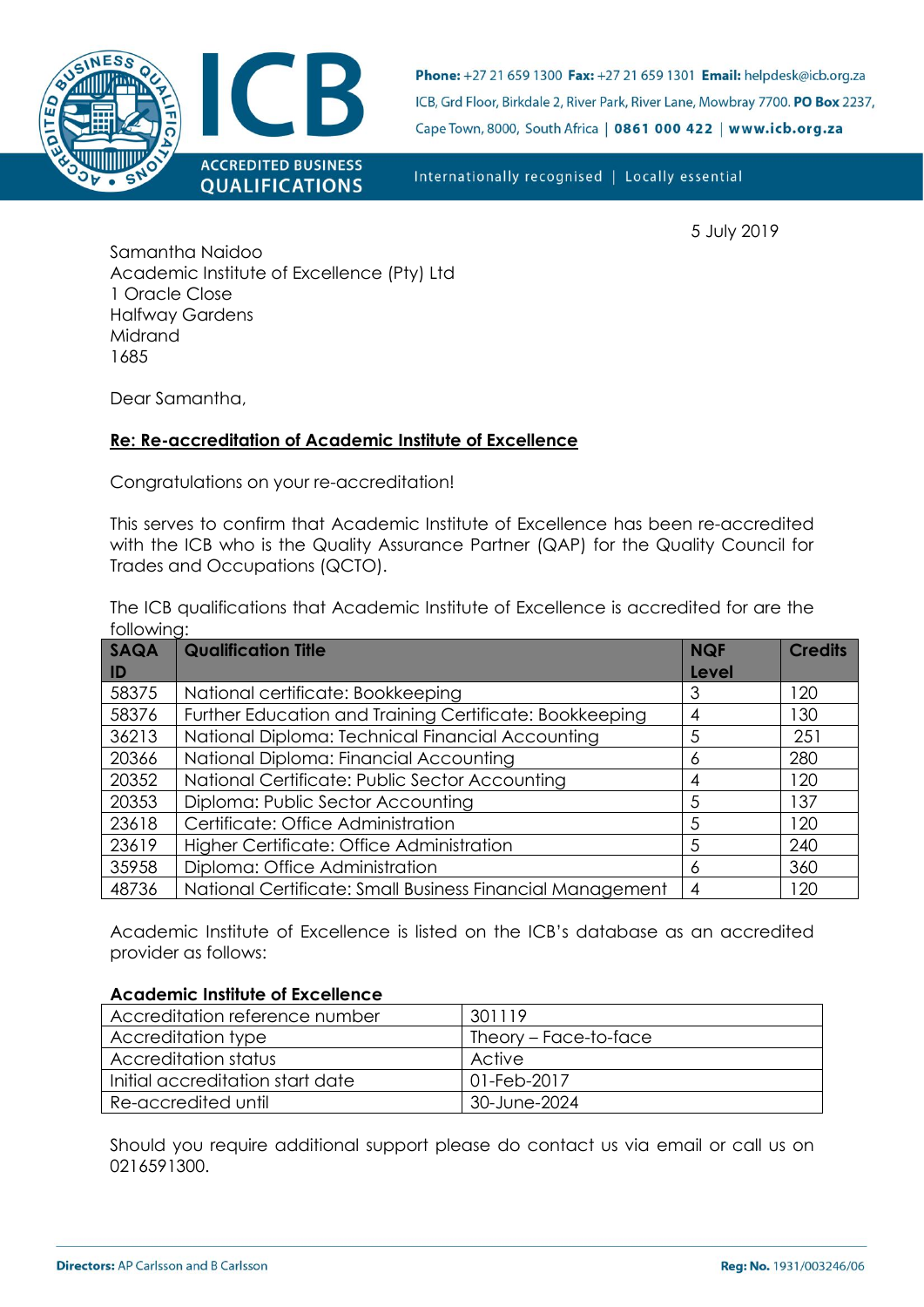Phone: +27 21 659 1300 Fax: +27 21 659 1301 Email: helpdesk@icb.org.za
ICB, Grd Floor, Birkdale 2, River Park, River Lane, Mowbray 7700. PO Box 2237, Cape Town, 8000, South Africa | 0861 000 422 | www.icb.org.za

Internationally recognised | Locally essential

5 July 2019

Samantha Naidoo
Academic Institute of Excellence (Pty) Ltd
1 Oracle Close
Halfway Gardens
Midrand
1685

Dear Samantha,

**Re: Re-accreditation of Academic Institute of Excellence**

Congratulations on your re-accreditation!

This serves to confirm that Academic Institute of Excellence has been re-accredited with the ICB who is the Quality Assurance Partner (QAP) for the Quality Council for Trades and Occupations (QCTO).

The ICB qualifications that Academic Institute of Excellence is accredited for are the following:

| SAQA ID | Qualification Title | NQF Level | Credits |
|---|---|---|---|
| 58375 | National certificate: Bookkeeping | 3 | 120 |
| 58376 | Further Education and Training Certificate: Bookkeeping | 4 | 130 |
| 36213 | National Diploma: Technical Financial Accounting | 5 | 251 |
| 20366 | National Diploma: Financial Accounting | 6 | 280 |
| 20352 | National Certificate: Public Sector Accounting | 4 | 120 |
| 20353 | Diploma: Public Sector Accounting | 5 | 137 |
| 23618 | Certificate: Office Administration | 5 | 120 |
| 23619 | Higher Certificate: Office Administration | 5 | 240 |
| 35958 | Diploma: Office Administration | 6 | 360 |
| 48736 | National Certificate: Small Business Financial Management | 4 | 120 |

Academic Institute of Excellence is listed on the ICB's database as an accredited provider as follows:

**Academic Institute of Excellence**

| | |
|---|---|
| Accreditation reference number | 301119 |
| Accreditation type | Theory – Face-to-face |
| Accreditation status | Active |
| Initial accreditation start date | 01-Feb-2017 |
| Re-accredited until | 30-June-2024 |

Should you require additional support please do contact us via email or call us on 0216591300.

Directors: AP Carlsson and B Carlsson

Reg: No. 1931/003246/06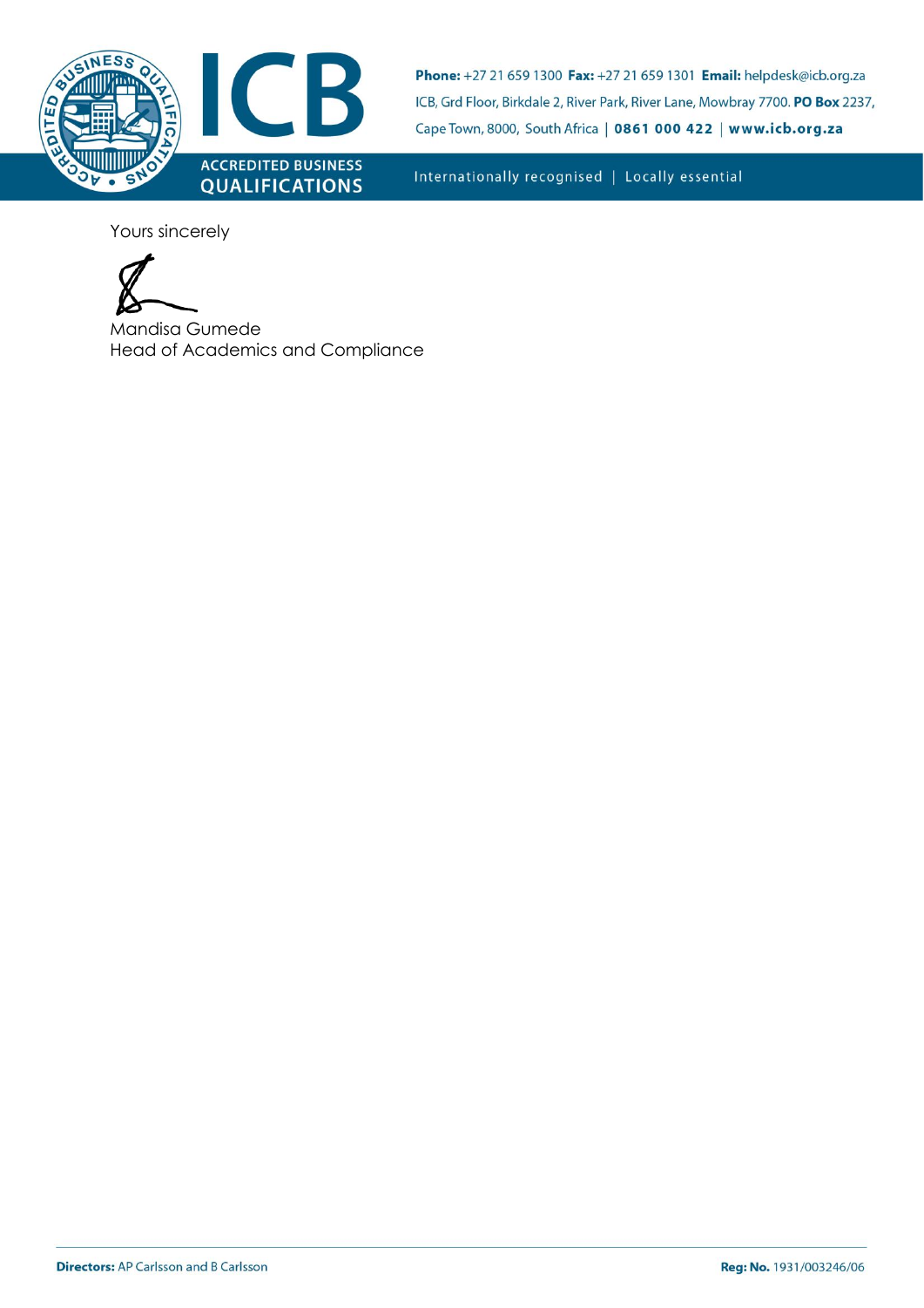Yours sincerely

Mandisa Gumede
Head of Academics and Compliance